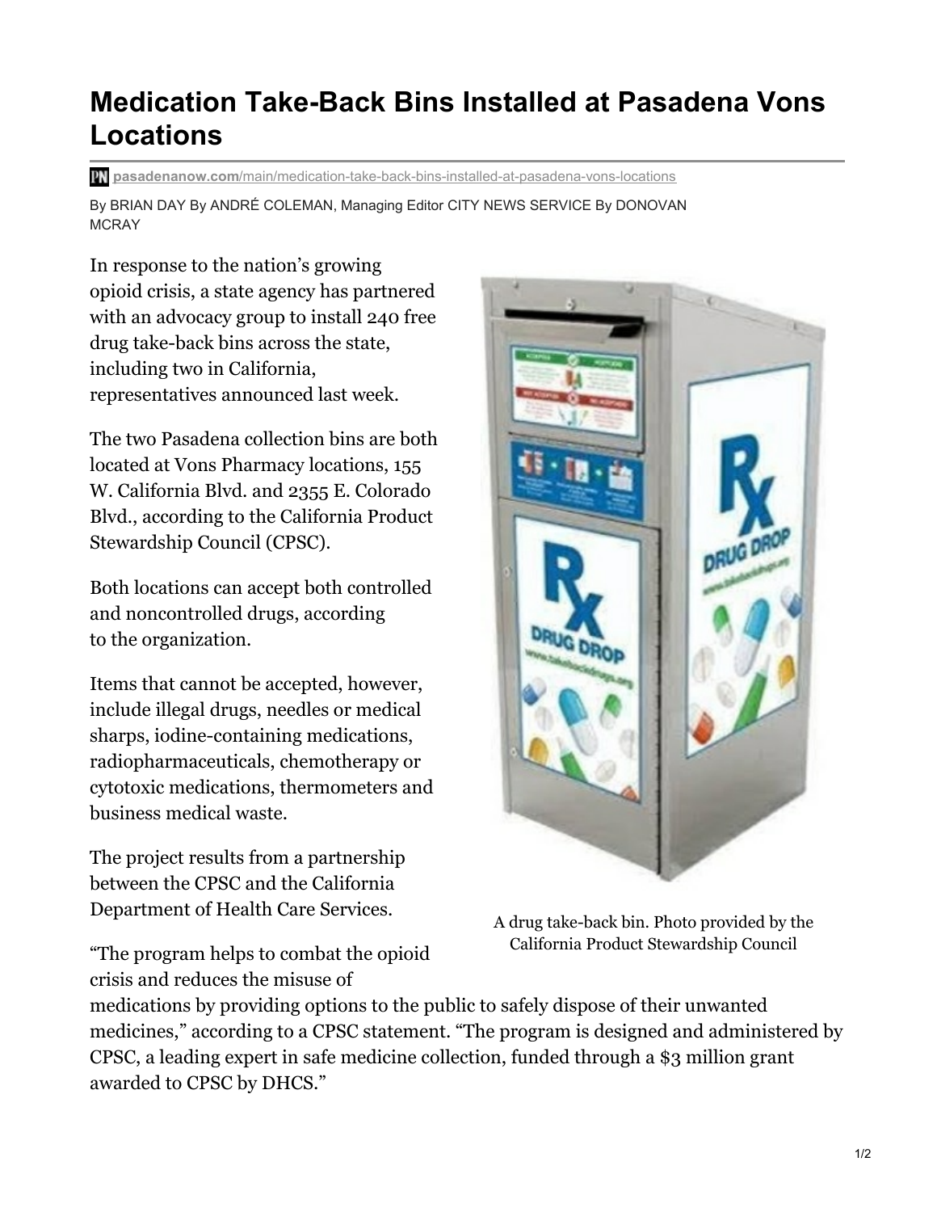# Medication Take-Back Bins Installed at Pasadena Vons Locations

pasadenanow.com/main/medication-take-back-bins-installed-at-pasadena-vons-locations

By BRIAN DAY By ANDRÉ COLEMAN, Managing Editor CITY NEWS SERVICE By DONOVAN MCRAY

In response to the nation's growing opioid crisis, a state agency has partnered with an advocacy group to install 240 free drug take-back bins across the state, including two in California, representatives announced last week.

The two Pasadena collection bins are both located at Vons Pharmacy locations, 155 W. California Blvd. and 2355 E. Colorado Blvd., according to the California Product Stewardship Council (CPSC).

Both locations can accept both controlled and noncontrolled drugs, according to the organization.

Items that cannot be accepted, however, include illegal drugs, needles or medical sharps, iodine-containing medications, radiopharmaceuticals, chemotherapy or cytotoxic medications, thermometers and business medical waste.

The project results from a partnership between the CPSC and the California Department of Health Care Services.

A drug take-back bin. Photo provided by the California Product Stewardship Council

"The program helps to combat the opioid crisis and reduces the misuse of medications by providing options to the public to safely dispose of their unwanted medicines," according to a CPSC statement. "The program is designed and administered by CPSC, a leading expert in safe medicine collection, funded through a $3 million grant awarded to CPSC by DHCS."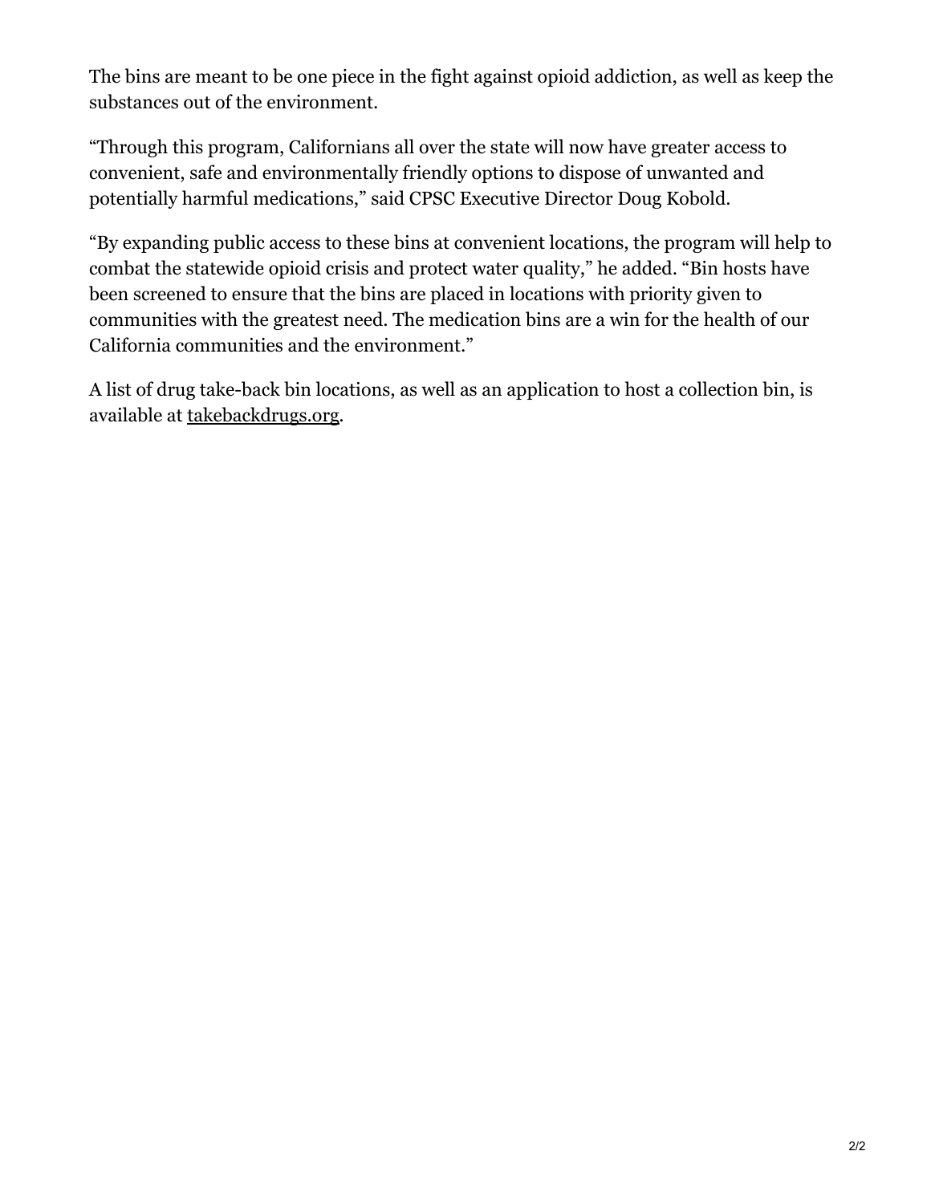The bins are meant to be one piece in the fight against opioid addiction, as well as keep the substances out of the environment.

“Through this program, Californians all over the state will now have greater access to convenient, safe and environmentally friendly options to dispose of unwanted and potentially harmful medications,” said CPSC Executive Director Doug Kobold.

“By expanding public access to these bins at convenient locations, the program will help to combat the statewide opioid crisis and protect water quality,” he added. “Bin hosts have been screened to ensure that the bins are placed in locations with priority given to communities with the greatest need. The medication bins are a win for the health of our California communities and the environment.”

A list of drug take-back bin locations, as well as an application to host a collection bin, is available at takebackdrugs.org.